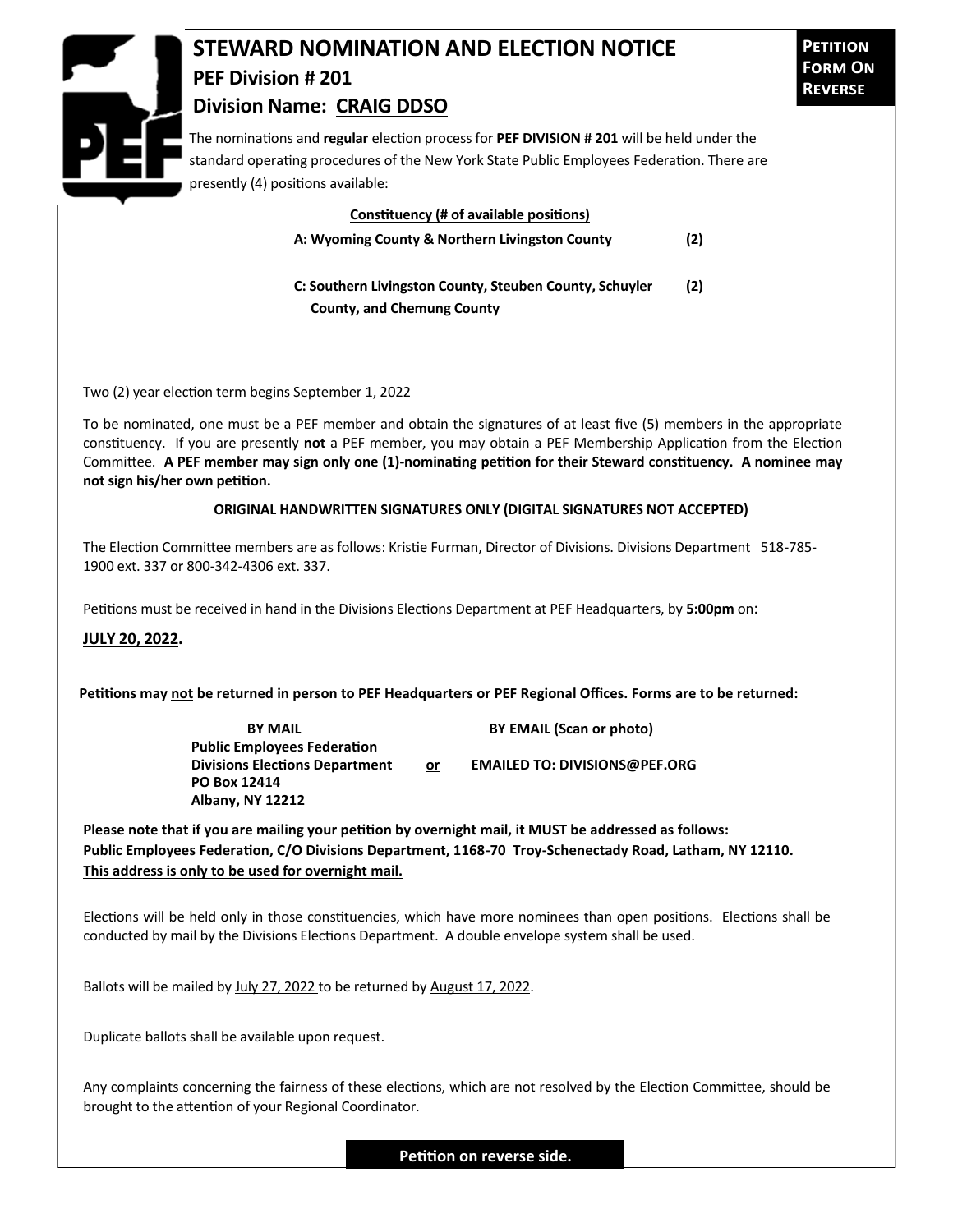# STEWARD NOMINATION AND ELECTION NOTICE

**PETITION FORM ON REVERSE**

## PEF Division # 201

## Division Name: CRAIG DDSO

The nominations and **regular** election process for **PEF DIVISION # 201** will be held under the standard operating procedures of the New York State Public Employees Federation. There are presently (4) positions available:

| Constituency (# of available positions) | |
|---|---|
| **A: Wyoming County & Northern Livingston County** | **(2)** |
| **C: Southern Livingston County, Steuben County, Schuyler County, and Chemung County** | **(2)** |

Two (2) year election term begins September 1, 2022

To be nominated, one must be a PEF member and obtain the signatures of at least five (5) members in the appropriate constituency. If you are presently **not** a PEF member, you may obtain a PEF Membership Application from the Election Committee. **A PEF member may sign only one (1)-nominating petition for their Steward constituency. A nominee may not sign his/her own petition.**

**ORIGINAL HANDWRITTEN SIGNATURES ONLY (DIGITAL SIGNATURES NOT ACCEPTED)**

The Election Committee members are as follows: Kristie Furman, Director of Divisions. Divisions Department 518-785-1900 ext. 337 or 800-342-4306 ext. 337.

Petitions must be received in hand in the Divisions Elections Department at PEF Headquarters, by **5:00pm** on:

**JULY 20, 2022.**

**Petitions may not be returned in person to PEF Headquarters or PEF Regional Offices. Forms are to be returned:**

| BY MAIL | | BY EMAIL (Scan or photo) |
|---|---|---|
| **Public Employees Federation**<br>**Divisions Elections Department**<br>**PO Box 12414**<br>**Albany, NY 12212** | **or** | **EMAILED TO: DIVISIONS@PEF.ORG** |

**Please note that if you are mailing your petition by overnight mail, it MUST be addressed as follows: Public Employees Federation, C/O Divisions Department, 1168-70 Troy-Schenectady Road, Latham, NY 12110. This address is only to be used for overnight mail.**

Elections will be held only in those constituencies, which have more nominees than open positions. Elections shall be conducted by mail by the Divisions Elections Department. A double envelope system shall be used.

Ballots will be mailed by July 27, 2022 to be returned by August 17, 2022.

Duplicate ballots shall be available upon request.

Any complaints concerning the fairness of these elections, which are not resolved by the Election Committee, should be brought to the attention of your Regional Coordinator.

**Petition on reverse side.**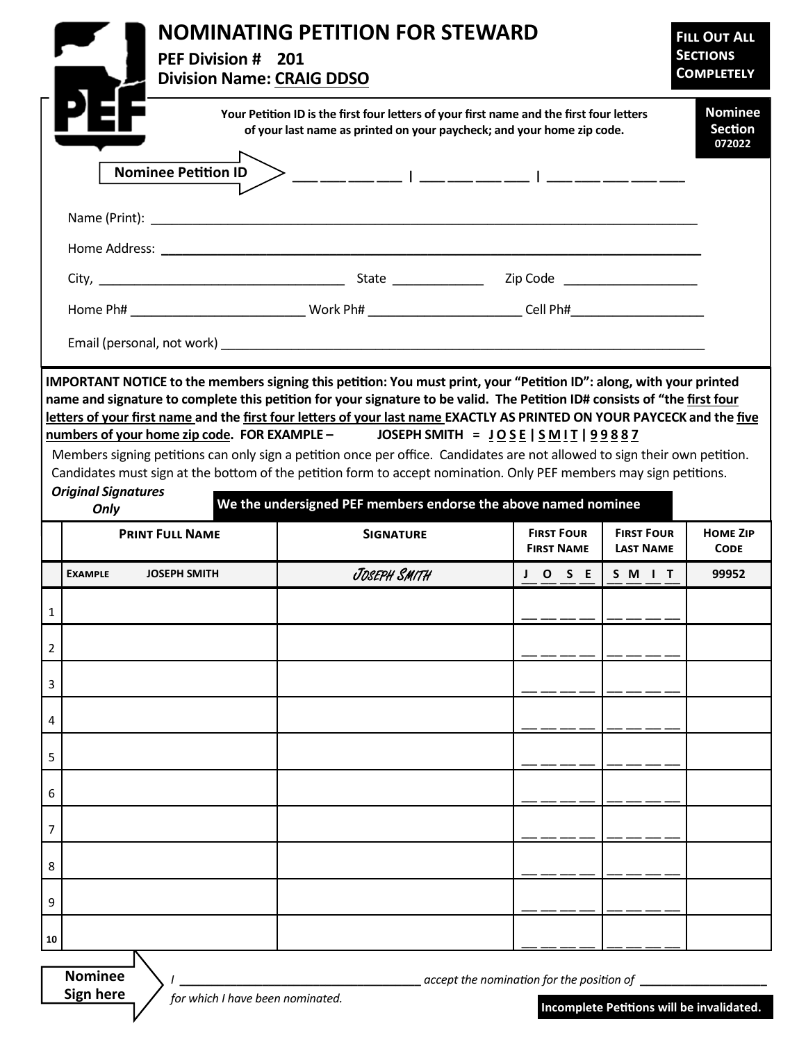# NOMINATING PETITION FOR STEWARD

**PEF Division # 201**
**Division Name: CRAIG DDSO**

**FILL OUT ALL SECTIONS COMPLETELY**

**Nominee Section**
**072022**

**Your Petition ID is the first four letters of your first name and the first four letters of your last name as printed on your paycheck; and your home zip code.**

**Nominee Petition ID** ___ ___ ___ ___ | ___ ___ ___ ___ | ___ ___ ___ ___ ___

Name (Print): ____________________________________________

Home Address: ____________________________________________

City, ______________________ State __________ Zip Code ______________

Home Ph# ________________ Work Ph# ________________ Cell Ph# ________________

Email (personal, not work) ____________________________________________

**IMPORTANT NOTICE to the members signing this petition: You must print, your "Petition ID": along, with your printed name and signature to complete this petition for your signature to be valid. The Petition ID# consists of "the first four letters of your first name and the first four letters of your last name EXACTLY AS PRINTED ON YOUR PAYCECK and the five numbers of your home zip code. FOR EXAMPLE – JOSEPH SMITH = J O S E | S M I T | 9 9 8 8 7**

Members signing petitions can only sign a petition once per office. Candidates are not allowed to sign their own petition. Candidates must sign at the bottom of the petition form to accept nomination. Only PEF members may sign petitions.

***Original Signatures Only***

**We the undersigned PEF members endorse the above named nominee**

| | PRINT FULL NAME | SIGNATURE | FIRST FOUR FIRST NAME | FIRST FOUR LAST NAME | HOME ZIP CODE |
|---|---|---|---|---|---|
| | EXAMPLE JOSEPH SMITH | *Joseph Smith* | J O S E | S M I T | 99952 |
| 1 | | | __ __ __ __ | __ __ __ __ | |
| 2 | | | __ __ __ __ | __ __ __ __ | |
| 3 | | | __ __ __ __ | __ __ __ __ | |
| 4 | | | __ __ __ __ | __ __ __ __ | |
| 5 | | | __ __ __ __ | __ __ __ __ | |
| 6 | | | __ __ __ __ | __ __ __ __ | |
| 7 | | | __ __ __ __ | __ __ __ __ | |
| 8 | | | __ __ __ __ | __ __ __ __ | |
| 9 | | | __ __ __ __ | __ __ __ __ | |
| 10 | | | __ __ __ __ | __ __ __ __ | |

**Nominee Sign here** *I ______________________________ accept the nomination for the position of ________________ for which I have been nominated.*

**Incomplete Petitions will be invalidated.**